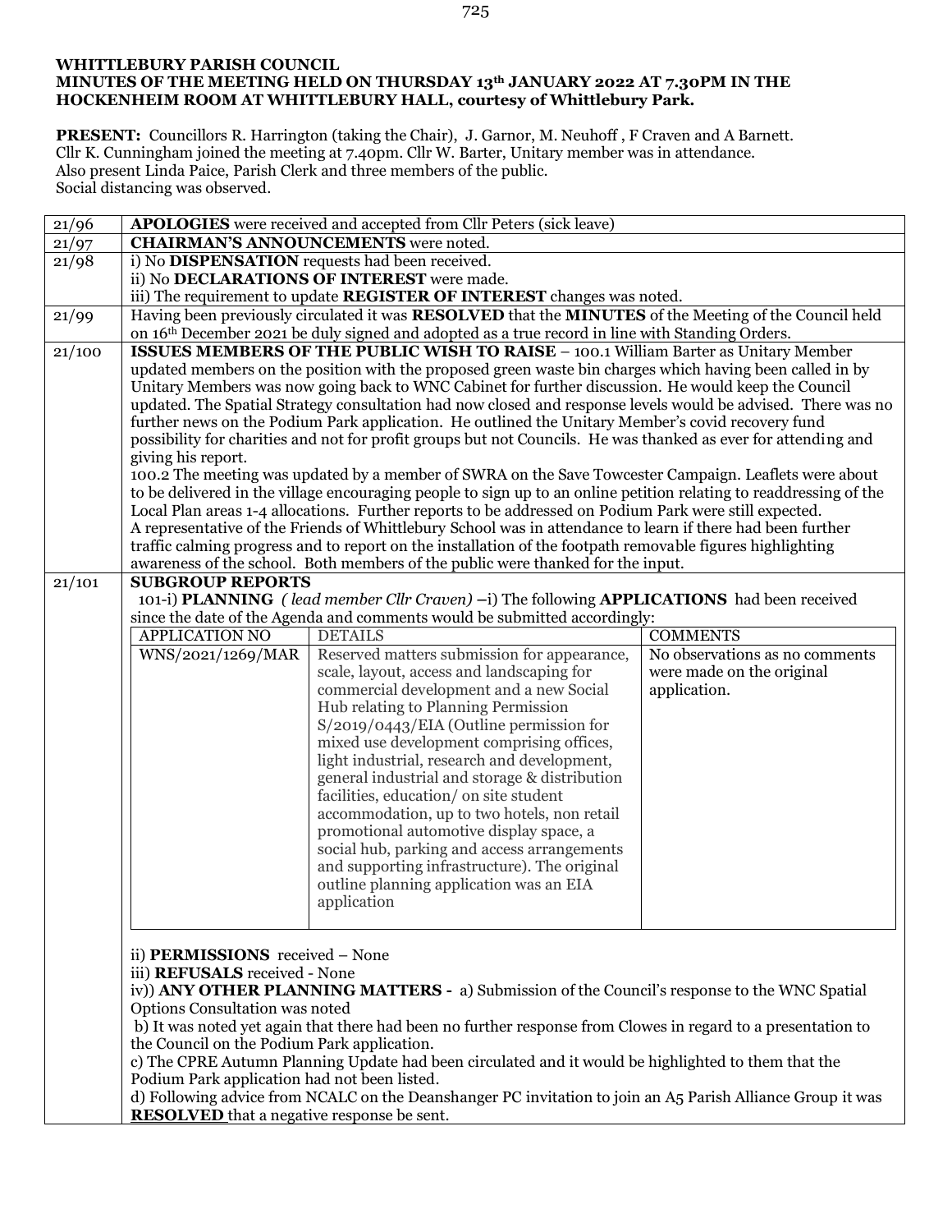**WHITTLEBURY PARISH COUNCIL**
**MINUTES OF THE MEETING HELD ON THURSDAY 13th JANUARY 2022 AT 7.30PM IN THE HOCKENHEIM ROOM AT WHITTLEBURY HALL, courtesy of Whittlebury Park.**

**PRESENT:** Councillors R. Harrington (taking the Chair), J. Garnor, M. Neuhoff , F Craven and A Barnett.
Cllr K. Cunningham joined the meeting at 7.40pm. Cllr W. Barter, Unitary member was in attendance.
Also present Linda Paice, Parish Clerk and three members of the public.
Social distancing was observed.

| | |
|---|---|
| 21/96 | **APOLOGIES** were received and accepted from Cllr Peters (sick leave) |
| 21/97 | **CHAIRMAN'S ANNOUNCEMENTS** were noted. |
| 21/98 | i) No **DISPENSATION** requests had been received.<br>ii) No **DECLARATIONS OF INTEREST** were made.<br>iii) The requirement to update **REGISTER OF INTEREST** changes was noted. |
| 21/99 | Having been previously circulated it was **RESOLVED** that the **MINUTES** of the Meeting of the Council held on 16th December 2021 be duly signed and adopted as a true record in line with Standing Orders. |
| 21/100 | **ISSUES MEMBERS OF THE PUBLIC WISH TO RAISE** – 100.1 William Barter as Unitary Member updated members on the position with the proposed green waste bin charges which having been called in by Unitary Members was now going back to WNC Cabinet for further discussion. He would keep the Council updated. The Spatial Strategy consultation had now closed and response levels would be advised. There was no further news on the Podium Park application. He outlined the Unitary Member's covid recovery fund possibility for charities and not for profit groups but not Councils. He was thanked as ever for attending and giving his report.<br>100.2 The meeting was updated by a member of SWRA on the Save Towcester Campaign. Leaflets were about to be delivered in the village encouraging people to sign up to an online petition relating to readdressing of the Local Plan areas 1-4 allocations. Further reports to be addressed on Podium Park were still expected.<br>A representative of the Friends of Whittlebury School was in attendance to learn if there had been further traffic calming progress and to report on the installation of the footpath removable figures highlighting awareness of the school. Both members of the public were thanked for the input. |
| 21/101 | **SUBGROUP REPORTS**<br>101-i) **PLANNING** *( lead member Cllr Craven)* –i) The following **APPLICATIONS** had been received since the date of the Agenda and comments would be submitted accordingly: |

| APPLICATION NO | DETAILS | COMMENTS |
|---|---|---|
| WNS/2021/1269/MAR | Reserved matters submission for appearance, scale, layout, access and landscaping for commercial development and a new Social Hub relating to Planning Permission S/2019/0443/EIA (Outline permission for mixed use development comprising offices, light industrial, research and development, general industrial and storage & distribution facilities, education/ on site student accommodation, up to two hotels, non retail promotional automotive display space, a social hub, parking and access arrangements and supporting infrastructure). The original outline planning application was an EIA application | No observations as no comments were made on the original application. |

ii) **PERMISSIONS** received – None
iii) **REFUSALS** received - None
iv)) **ANY OTHER PLANNING MATTERS -** a) Submission of the Council's response to the WNC Spatial Options Consultation was noted
b) It was noted yet again that there had been no further response from Clowes in regard to a presentation to the Council on the Podium Park application.
c) The CPRE Autumn Planning Update had been circulated and it would be highlighted to them that the Podium Park application had not been listed.
d) Following advice from NCALC on the Deanshanger PC invitation to join an A5 Parish Alliance Group it was **RESOLVED** that a negative response be sent.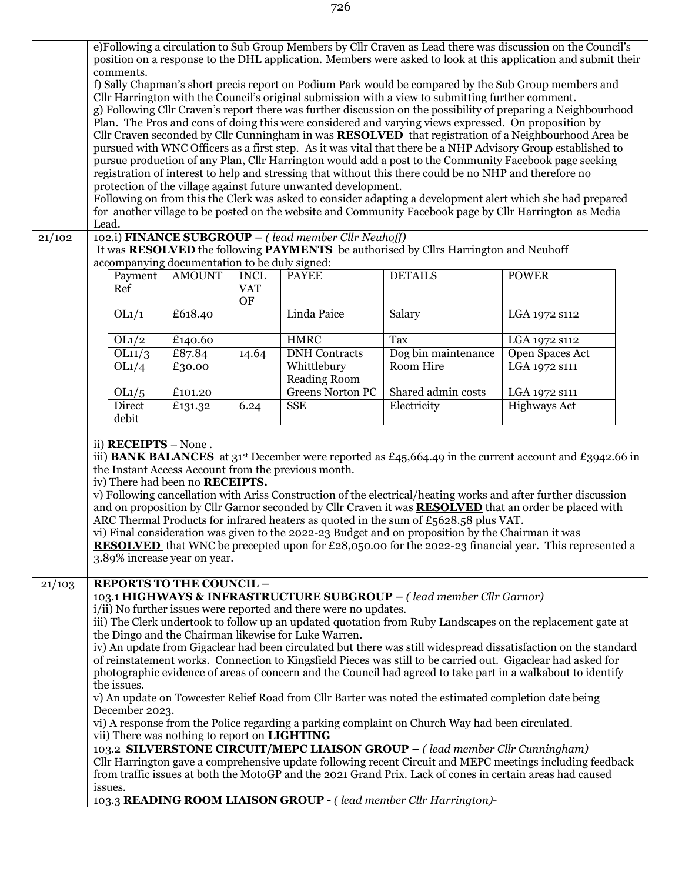e)Following a circulation to Sub Group Members by Cllr Craven as Lead there was discussion on the Council's position on a response to the DHL application. Members were asked to look at this application and submit their comments.

f) Sally Chapman's short precis report on Podium Park would be compared by the Sub Group members and Cllr Harrington with the Council's original submission with a view to submitting further comment.

g) Following Cllr Craven's report there was further discussion on the possibility of preparing a Neighbourhood Plan. The Pros and cons of doing this were considered and varying views expressed. On proposition by Cllr Craven seconded by Cllr Cunningham in was **RESOLVED** that registration of a Neighbourhood Area be pursued with WNC Officers as a first step. As it was vital that there be a NHP Advisory Group established to pursue production of any Plan, Cllr Harrington would add a post to the Community Facebook page seeking registration of interest to help and stressing that without this there could be no NHP and therefore no protection of the village against future unwanted development.

Following on from this the Clerk was asked to consider adapting a development alert which she had prepared for another village to be posted on the website and Community Facebook page by Cllr Harrington as Media Lead.

**21/102**

102.i) **FINANCE SUBGROUP** – *( lead member Cllr Neuhoff)*

It was **RESOLVED** the following **PAYMENTS** be authorised by Cllrs Harrington and Neuhoff accompanying documentation to be duly signed:

| Payment Ref | AMOUNT | INCL VAT OF | PAYEE | DETAILS | POWER |
|---|---|---|---|---|---|
| OL1/1 | £618.40 | | Linda Paice | Salary | LGA 1972 s112 |
| OL1/2 | £140.60 | | HMRC | Tax | LGA 1972 s112 |
| OL11/3 | £87.84 | 14.64 | DNH Contracts | Dog bin maintenance | Open Spaces Act |
| OL1/4 | £30.00 | | Whittlebury Reading Room | Room Hire | LGA 1972 s111 |
| OL1/5 | £101.20 | | Greens Norton PC | Shared admin costs | LGA 1972 s111 |
| Direct debit | £131.32 | 6.24 | SSE | Electricity | Highways Act |

ii) **RECEIPTS** – None .

iii) **BANK BALANCES** at 31st December were reported as £45,664.49 in the current account and £3942.66 in the Instant Access Account from the previous month.

iv) There had been no **RECEIPTS.**

v) Following cancellation with Ariss Construction of the electrical/heating works and after further discussion and on proposition by Cllr Garnor seconded by Cllr Craven it was **RESOLVED** that an order be placed with ARC Thermal Products for infrared heaters as quoted in the sum of £5628.58 plus VAT.

vi) Final consideration was given to the 2022-23 Budget and on proposition by the Chairman it was **RESOLVED** that WNC be precepted upon for £28,050.00 for the 2022-23 financial year. This represented a 3.89% increase year on year.

**21/103**

**REPORTS TO THE COUNCIL –**

103.1 **HIGHWAYS & INFRASTRUCTURE SUBGROUP** – *( lead member Cllr Garnor)*

i/ii) No further issues were reported and there were no updates.

iii) The Clerk undertook to follow up an updated quotation from Ruby Landscapes on the replacement gate at the Dingo and the Chairman likewise for Luke Warren.

iv) An update from Gigaclear had been circulated but there was still widespread dissatisfaction on the standard of reinstatement works. Connection to Kingsfield Pieces was still to be carried out. Gigaclear had asked for photographic evidence of areas of concern and the Council had agreed to take part in a walkabout to identify the issues.

v) An update on Towcester Relief Road from Cllr Barter was noted the estimated completion date being December 2023.

vi) A response from the Police regarding a parking complaint on Church Way had been circulated.

vii) There was nothing to report on **LIGHTING**

103.2 **SILVERSTONE CIRCUIT/MEPC LIAISON GROUP** – *( lead member Cllr Cunningham)*

Cllr Harrington gave a comprehensive update following recent Circuit and MEPC meetings including feedback from traffic issues at both the MotoGP and the 2021 Grand Prix. Lack of cones in certain areas had caused issues.

103.3 **READING ROOM LIAISON GROUP -** *( lead member Cllr Harrington)-*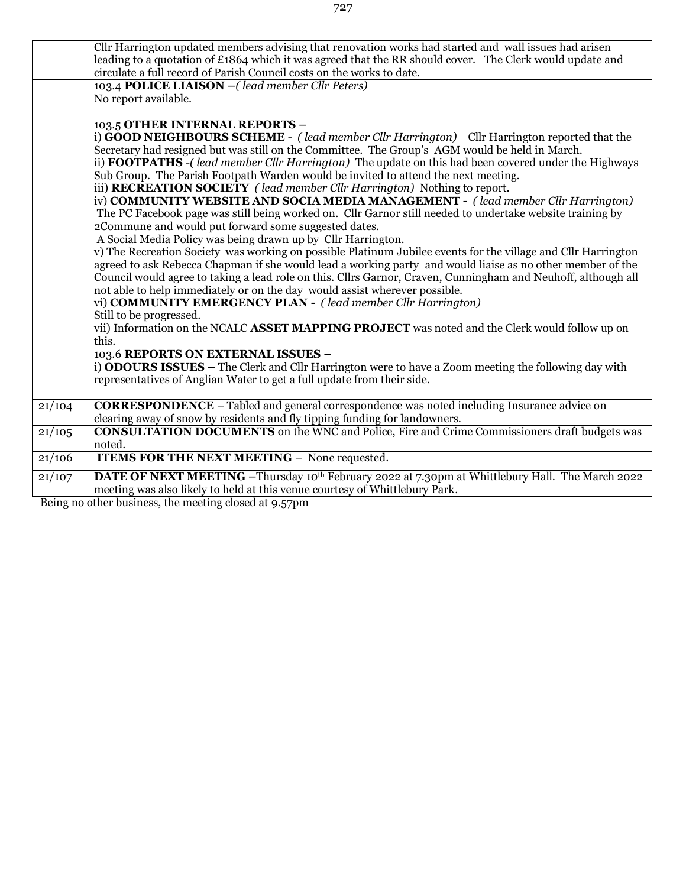| | |
|---|---|
| | Cllr Harrington updated members advising that renovation works had started and wall issues had arisen leading to a quotation of £1864 which it was agreed that the RR should cover. The Clerk would update and circulate a full record of Parish Council costs on the works to date. |
| | 103.4 **POLICE LIAISON** –*( lead member Cllr Peters)*<br>No report available. |
| | 103.5 **OTHER INTERNAL REPORTS** –<br>i) **GOOD NEIGHBOURS SCHEME** - *( lead member Cllr Harrington)* Cllr Harrington reported that the Secretary had resigned but was still on the Committee. The Group's AGM would be held in March.<br>ii) **FOOTPATHS** -*( lead member Cllr Harrington)* The update on this had been covered under the Highways Sub Group. The Parish Footpath Warden would be invited to attend the next meeting.<br>iii) **RECREATION SOCIETY** *( lead member Cllr Harrington)* Nothing to report.<br>iv) **COMMUNITY WEBSITE AND SOCIA MEDIA MANAGEMENT -** *( lead member Cllr Harrington)* The PC Facebook page was still being worked on. Cllr Garnor still needed to undertake website training by 2Commune and would put forward some suggested dates.<br>A Social Media Policy was being drawn up by Cllr Harrington.<br>v) The Recreation Society was working on possible Platinum Jubilee events for the village and Cllr Harrington agreed to ask Rebecca Chapman if she would lead a working party and would liaise as no other member of the Council would agree to taking a lead role on this. Cllrs Garnor, Craven, Cunningham and Neuhoff, although all not able to help immediately or on the day would assist wherever possible.<br>vi) **COMMUNITY EMERGENCY PLAN -** *( lead member Cllr Harrington)*<br>Still to be progressed.<br>vii) Information on the NCALC **ASSET MAPPING PROJECT** was noted and the Clerk would follow up on this. |
| | 103.6 **REPORTS ON EXTERNAL ISSUES** –<br>i) **ODOURS ISSUES –** The Clerk and Cllr Harrington were to have a Zoom meeting the following day with representatives of Anglian Water to get a full update from their side. |
| 21/104 | **CORRESPONDENCE** – Tabled and general correspondence was noted including Insurance advice on clearing away of snow by residents and fly tipping funding for landowners. |
| 21/105 | **CONSULTATION DOCUMENTS** on the WNC and Police, Fire and Crime Commissioners draft budgets was noted. |
| 21/106 | **ITEMS FOR THE NEXT MEETING** – None requested. |
| 21/107 | **DATE OF NEXT MEETING** –Thursday 10th February 2022 at 7.30pm at Whittlebury Hall. The March 2022 meeting was also likely to held at this venue courtesy of Whittlebury Park. |

Being no other business, the meeting closed at 9.57pm